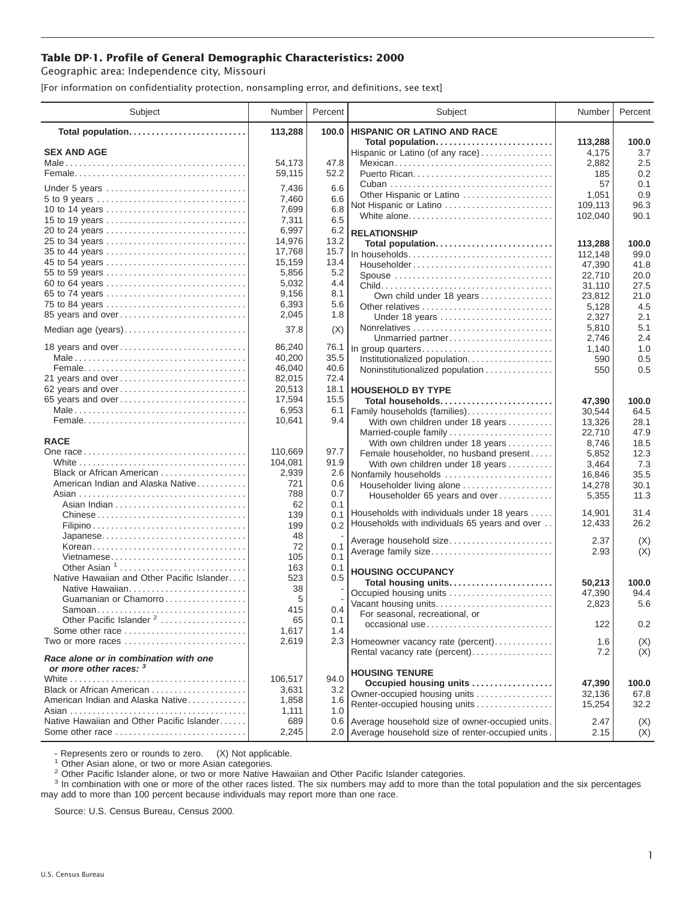**Table DP-1. Profile of General Demographic Characteristics: 2000**

Geographic area: Independence city, Missouri

[For information on confidentiality protection, nonsampling error, and definitions, see text]

| Subject | Number | Percent |
|---|---|---|
| **Total population** | **113,288** | **100.0** |
| **SEX AND AGE** | | |
| Male | 54,173 | 47.8 |
| Female | 59,115 | 52.2 |
| Under 5 years | 7,436 | 6.6 |
| 5 to 9 years | 7,460 | 6.6 |
| 10 to 14 years | 7,699 | 6.8 |
| 15 to 19 years | 7,311 | 6.5 |
| 20 to 24 years | 6,997 | 6.2 |
| 25 to 34 years | 14,976 | 13.2 |
| 35 to 44 years | 17,768 | 15.7 |
| 45 to 54 years | 15,159 | 13.4 |
| 55 to 59 years | 5,856 | 5.2 |
| 60 to 64 years | 5,032 | 4.4 |
| 65 to 74 years | 9,156 | 8.1 |
| 75 to 84 years | 6,393 | 5.6 |
| 85 years and over | 2,045 | 1.8 |
| Median age (years) | 37.8 | (X) |
| 18 years and over | 86,240 | 76.1 |
| Male | 40,200 | 35.5 |
| Female | 46,040 | 40.6 |
| 21 years and over | 82,015 | 72.4 |
| 62 years and over | 20,513 | 18.1 |
| 65 years and over | 17,594 | 15.5 |
| Male | 6,953 | 6.1 |
| Female | 10,641 | 9.4 |
| **RACE** | | |
| One race | 110,669 | 97.7 |
| White | 104,081 | 91.9 |
| Black or African American | 2,939 | 2.6 |
| American Indian and Alaska Native | 721 | 0.6 |
| Asian | 788 | 0.7 |
| Asian Indian | 62 | 0.1 |
| Chinese | 139 | 0.1 |
| Filipino | 199 | 0.2 |
| Japanese | 48 | - |
| Korean | 72 | 0.1 |
| Vietnamese | 105 | 0.1 |
| Other Asian [1] | 163 | 0.1 |
| Native Hawaiian and Other Pacific Islander | 523 | 0.5 |
| Native Hawaiian | 38 | - |
| Guamanian or Chamorro | 5 | - |
| Samoan | 415 | 0.4 |
| Other Pacific Islander [2] | 65 | 0.1 |
| Some other race | 1,617 | 1.4 |
| Two or more races | 2,619 | 2.3 |
| ***Race alone or in combination with one or more other races:*** [3] | | |
| White | 106,517 | 94.0 |
| Black or African American | 3,631 | 3.2 |
| American Indian and Alaska Native | 1,858 | 1.6 |
| Asian | 1,111 | 1.0 |
| Native Hawaiian and Other Pacific Islander | 689 | 0.6 |
| Some other race | 2,245 | 2.0 |
| **HISPANIC OR LATINO AND RACE** | | |
| **Total population** | **113,288** | **100.0** |
| Hispanic or Latino (of any race) | 4,175 | 3.7 |
| Mexican | 2,882 | 2.5 |
| Puerto Rican | 185 | 0.2 |
| Cuban | 57 | 0.1 |
| Other Hispanic or Latino | 1,051 | 0.9 |
| Not Hispanic or Latino | 109,113 | 96.3 |
| White alone | 102,040 | 90.1 |
| **RELATIONSHIP** | | |
| **Total population** | **113,288** | **100.0** |
| In households | 112,148 | 99.0 |
| Householder | 47,390 | 41.8 |
| Spouse | 22,710 | 20.0 |
| Child | 31,110 | 27.5 |
| Own child under 18 years | 23,812 | 21.0 |
| Other relatives | 5,128 | 4.5 |
| Under 18 years | 2,327 | 2.1 |
| Nonrelatives | 5,810 | 5.1 |
| Unmarried partner | 2,746 | 2.4 |
| In group quarters | 1,140 | 1.0 |
| Institutionalized population | 590 | 0.5 |
| Noninstitutionalized population | 550 | 0.5 |
| **HOUSEHOLD BY TYPE** | | |
| **Total households** | **47,390** | **100.0** |
| Family households (families) | 30,544 | 64.5 |
| With own children under 18 years | 13,326 | 28.1 |
| Married-couple family | 22,710 | 47.9 |
| With own children under 18 years | 8,746 | 18.5 |
| Female householder, no husband present | 5,852 | 12.3 |
| With own children under 18 years | 3,464 | 7.3 |
| Nonfamily households | 16,846 | 35.5 |
| Householder living alone | 14,278 | 30.1 |
| Householder 65 years and over | 5,355 | 11.3 |
| Households with individuals under 18 years | 14,901 | 31.4 |
| Households with individuals 65 years and over | 12,433 | 26.2 |
| Average household size | 2.37 | (X) |
| Average family size | 2.93 | (X) |
| **HOUSING OCCUPANCY** | | |
| **Total housing units** | **50,213** | **100.0** |
| Occupied housing units | 47,390 | 94.4 |
| Vacant housing units | 2,823 | 5.6 |
| For seasonal, recreational, or occasional use | 122 | 0.2 |
| Homeowner vacancy rate (percent) | 1.6 | (X) |
| Rental vacancy rate (percent) | 7.2 | (X) |
| **HOUSING TENURE** | | |
| **Occupied housing units** | **47,390** | **100.0** |
| Owner-occupied housing units | 32,136 | 67.8 |
| Renter-occupied housing units | 15,254 | 32.2 |
| Average household size of owner-occupied units | 2.47 | (X) |
| Average household size of renter-occupied units | 2.15 | (X) |

- Represents zero or rounds to zero. (X) Not applicable.

[1] Other Asian alone, or two or more Asian categories.

[2] Other Pacific Islander alone, or two or more Native Hawaiian and Other Pacific Islander categories.

[3] In combination with one or more of the other races listed. The six numbers may add to more than the total population and the six percentages may add to more than 100 percent because individuals may report more than one race.

Source: U.S. Census Bureau, Census 2000.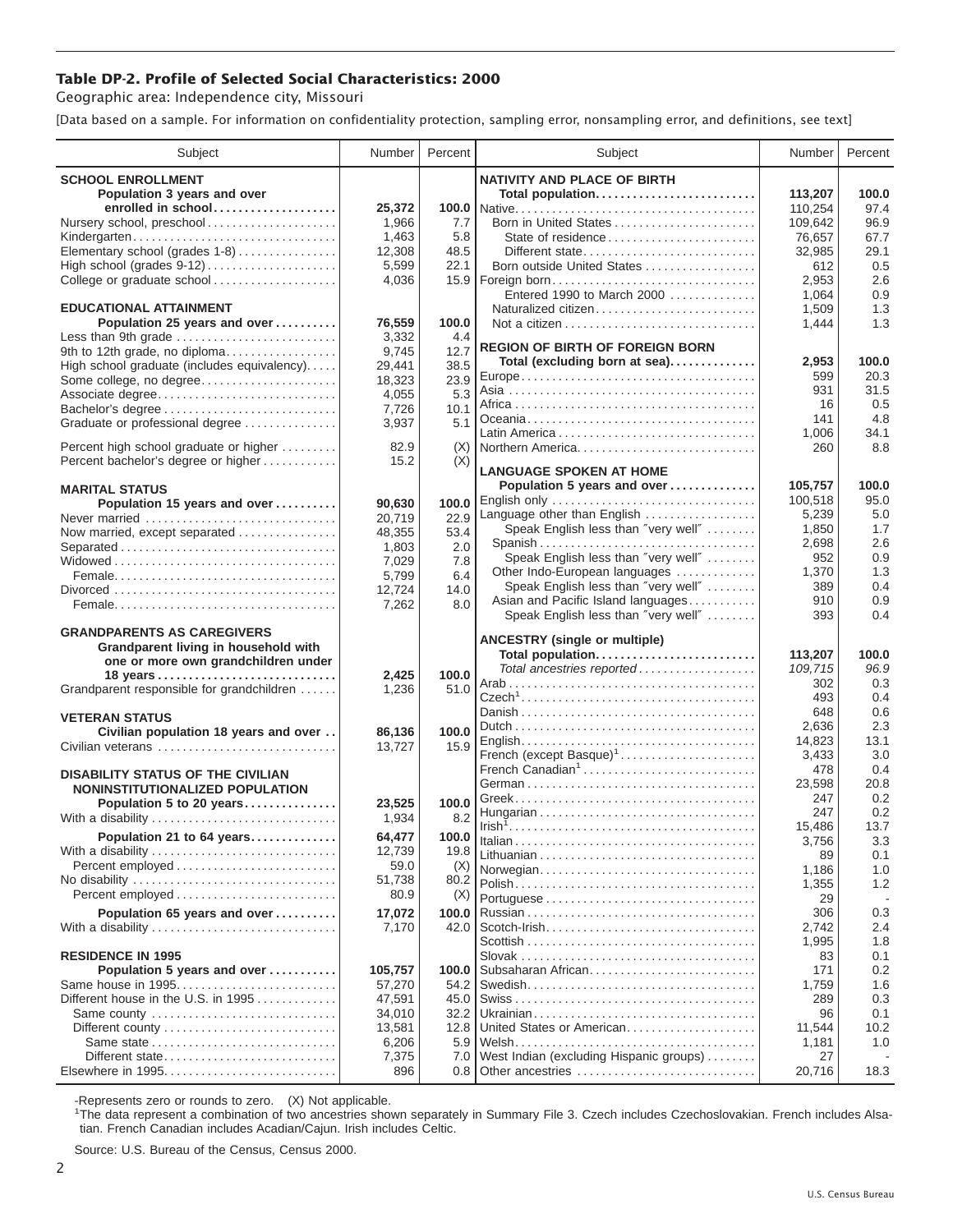**Table DP-2. Profile of Selected Social Characteristics: 2000**

Geographic area: Independence city, Missouri

[Data based on a sample. For information on confidentiality protection, sampling error, nonsampling error, and definitions, see text]

| Subject | Number | Percent |
|---|---|---|
| **SCHOOL ENROLLMENT** | | |
| **Population 3 years and over enrolled in school** | **25,372** | **100.0** |
| Nursery school, preschool | 1,966 | 7.7 |
| Kindergarten | 1,463 | 5.8 |
| Elementary school (grades 1-8) | 12,308 | 48.5 |
| High school (grades 9-12) | 5,599 | 22.1 |
| College or graduate school | 4,036 | 15.9 |
| **EDUCATIONAL ATTAINMENT** | | |
| **Population 25 years and over** | **76,559** | **100.0** |
| Less than 9th grade | 3,332 | 4.4 |
| 9th to 12th grade, no diploma | 9,745 | 12.7 |
| High school graduate (includes equivalency) | 29,441 | 38.5 |
| Some college, no degree | 18,323 | 23.9 |
| Associate degree | 4,055 | 5.3 |
| Bachelor's degree | 7,726 | 10.1 |
| Graduate or professional degree | 3,937 | 5.1 |
| Percent high school graduate or higher | 82.9 | (X) |
| Percent bachelor's degree or higher | 15.2 | (X) |
| **MARITAL STATUS** | | |
| **Population 15 years and over** | **90,630** | **100.0** |
| Never married | 20,719 | 22.9 |
| Now married, except separated | 48,355 | 53.4 |
| Separated | 1,803 | 2.0 |
| Widowed | 7,029 | 7.8 |
| Female | 5,799 | 6.4 |
| Divorced | 12,724 | 14.0 |
| Female | 7,262 | 8.0 |
| **GRANDPARENTS AS CAREGIVERS** | | |
| **Grandparent living in household with one or more own grandchildren under 18 years** | **2,425** | **100.0** |
| Grandparent responsible for grandchildren | 1,236 | 51.0 |
| **VETERAN STATUS** | | |
| **Civilian population 18 years and over** | **86,136** | **100.0** |
| Civilian veterans | 13,727 | 15.9 |
| **DISABILITY STATUS OF THE CIVILIAN NONINSTITUTIONALIZED POPULATION** | | |
| **Population 5 to 20 years** | **23,525** | **100.0** |
| With a disability | 1,934 | 8.2 |
| **Population 21 to 64 years** | **64,477** | **100.0** |
| With a disability | 12,739 | 19.8 |
| Percent employed | 59.0 | (X) |
| No disability | 51,738 | 80.2 |
| Percent employed | 80.9 | (X) |
| **Population 65 years and over** | **17,072** | **100.0** |
| With a disability | 7,170 | 42.0 |
| **RESIDENCE IN 1995** | | |
| **Population 5 years and over** | **105,757** | **100.0** |
| Same house in 1995 | 57,270 | 54.2 |
| Different house in the U.S. in 1995 | 47,591 | 45.0 |
| Same county | 34,010 | 32.2 |
| Different county | 13,581 | 12.8 |
| Same state | 6,206 | 5.9 |
| Different state | 7,375 | 7.0 |
| Elsewhere in 1995 | 896 | 0.8 |

| Subject | Number | Percent |
|---|---|---|
| **NATIVITY AND PLACE OF BIRTH** | | |
| **Total population** | **113,207** | **100.0** |
| Native | 110,254 | 97.4 |
| Born in United States | 109,642 | 96.9 |
| State of residence | 76,657 | 67.7 |
| Different state | 32,985 | 29.1 |
| Born outside United States | 612 | 0.5 |
| Foreign born | 2,953 | 2.6 |
| Entered 1990 to March 2000 | 1,064 | 0.9 |
| Naturalized citizen | 1,509 | 1.3 |
| Not a citizen | 1,444 | 1.3 |
| **REGION OF BIRTH OF FOREIGN BORN** | | |
| **Total (excluding born at sea)** | **2,953** | **100.0** |
| Europe | 599 | 20.3 |
| Asia | 931 | 31.5 |
| Africa | 16 | 0.5 |
| Oceania | 141 | 4.8 |
| Latin America | 1,006 | 34.1 |
| Northern America | 260 | 8.8 |
| **LANGUAGE SPOKEN AT HOME** | | |
| **Population 5 years and over** | **105,757** | **100.0** |
| English only | 100,518 | 95.0 |
| Language other than English | 5,239 | 5.0 |
| Speak English less than "very well" | 1,850 | 1.7 |
| Spanish | 2,698 | 2.6 |
| Speak English less than "very well" | 952 | 0.9 |
| Other Indo-European languages | 1,370 | 1.3 |
| Speak English less than "very well" | 389 | 0.4 |
| Asian and Pacific Island languages | 910 | 0.9 |
| Speak English less than "very well" | 393 | 0.4 |
| **ANCESTRY (single or multiple)** | | |
| **Total population** | **113,207** | **100.0** |
| *Total ancestries reported* | *109,715* | *96.9* |
| Arab | 302 | 0.3 |
| Czech[1] | 493 | 0.4 |
| Danish | 648 | 0.6 |
| Dutch | 2,636 | 2.3 |
| English | 14,823 | 13.1 |
| French (except Basque)[1] | 3,433 | 3.0 |
| French Canadian[1] | 478 | 0.4 |
| German | 23,598 | 20.8 |
| Greek | 247 | 0.2 |
| Hungarian | 247 | 0.2 |
| Irish[1] | 15,486 | 13.7 |
| Italian | 3,756 | 3.3 |
| Lithuanian | 89 | 0.1 |
| Norwegian | 1,186 | 1.0 |
| Polish | 1,355 | 1.2 |
| Portuguese | 29 | - |
| Russian | 306 | 0.3 |
| Scotch-Irish | 2,742 | 2.4 |
| Scottish | 1,995 | 1.8 |
| Slovak | 83 | 0.1 |
| Subsaharan African | 171 | 0.2 |
| Swedish | 1,759 | 1.6 |
| Swiss | 289 | 0.3 |
| Ukrainian | 96 | 0.1 |
| United States or American | 11,544 | 10.2 |
| Welsh | 1,181 | 1.0 |
| West Indian (excluding Hispanic groups) | 27 | - |
| Other ancestries | 20,716 | 18.3 |

-Represents zero or rounds to zero. (X) Not applicable.

[1]The data represent a combination of two ancestries shown separately in Summary File 3. Czech includes Czechoslovakian. French includes Alsatian. French Canadian includes Acadian/Cajun. Irish includes Celtic.

Source: U.S. Bureau of the Census, Census 2000.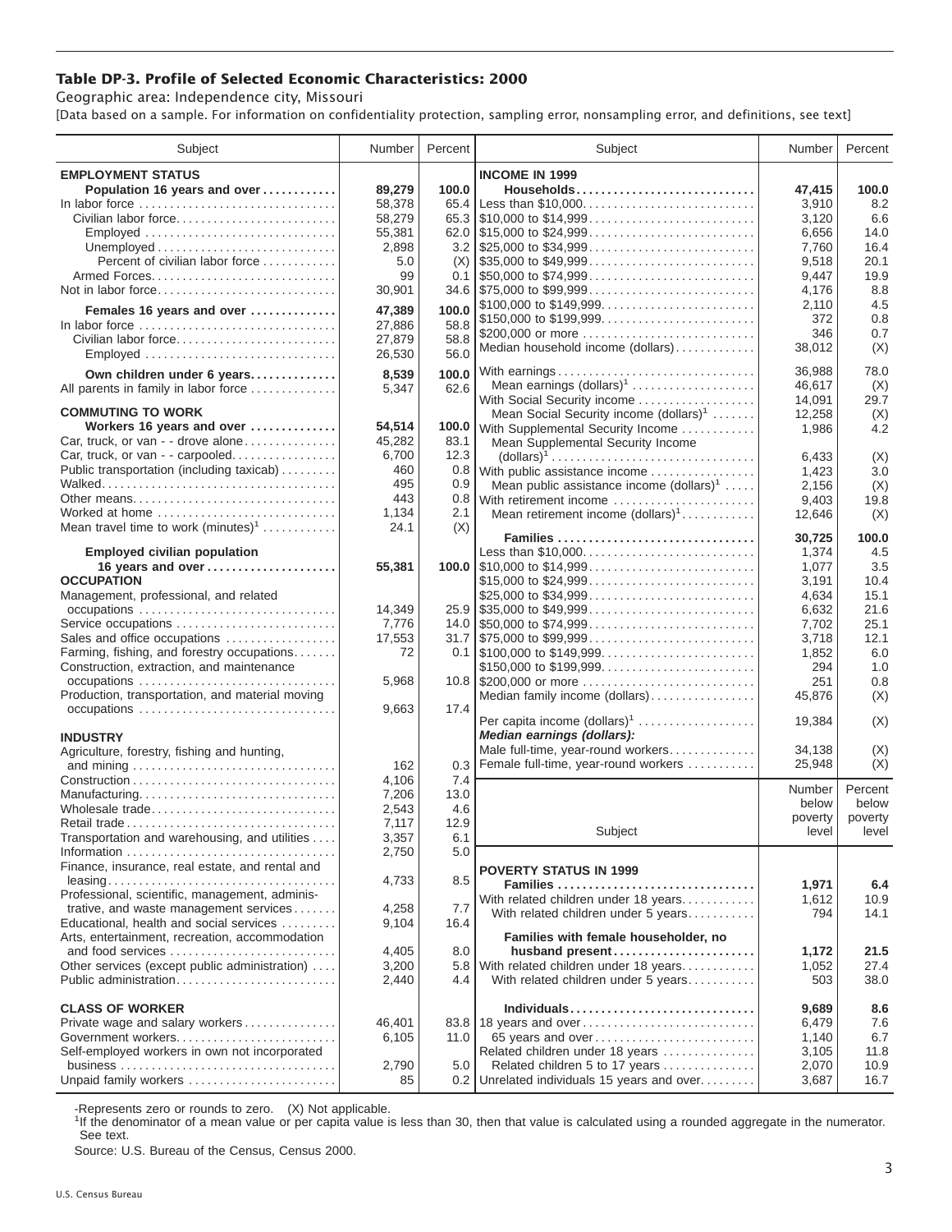# Table DP-3. Profile of Selected Economic Characteristics: 2000

Geographic area: Independence city, Missouri

[Data based on a sample. For information on confidentiality protection, sampling error, nonsampling error, and definitions, see text]

| Subject | Number | Percent |
|---|---|---|
| **EMPLOYMENT STATUS** | | |
| **Population 16 years and over** | **89,279** | **100.0** |
| In labor force | 58,378 | 65.4 |
| Civilian labor force | 58,279 | 65.3 |
| Employed | 55,381 | 62.0 |
| Unemployed | 2,898 | 3.2 |
| Percent of civilian labor force | 5.0 | (X) |
| Armed Forces | 99 | 0.1 |
| Not in labor force | 30,901 | 34.6 |
| **Females 16 years and over** | **47,389** | **100.0** |
| In labor force | 27,886 | 58.8 |
| Civilian labor force | 27,879 | 58.8 |
| Employed | 26,530 | 56.0 |
| **Own children under 6 years** | **8,539** | **100.0** |
| All parents in family in labor force | 5,347 | 62.6 |
| **COMMUTING TO WORK** | | |
| **Workers 16 years and over** | **54,514** | **100.0** |
| Car, truck, or van - - drove alone | 45,282 | 83.1 |
| Car, truck, or van - - carpooled | 6,700 | 12.3 |
| Public transportation (including taxicab) | 460 | 0.8 |
| Walked | 495 | 0.9 |
| Other means | 443 | 0.8 |
| Worked at home | 1,134 | 2.1 |
| Mean travel time to work (minutes)[1] | 24.1 | (X) |
| **Employed civilian population 16 years and over** | **55,381** | **100.0** |
| **OCCUPATION** | | |
| Management, professional, and related occupations | 14,349 | 25.9 |
| Service occupations | 7,776 | 14.0 |
| Sales and office occupations | 17,553 | 31.7 |
| Farming, fishing, and forestry occupations | 72 | 0.1 |
| Construction, extraction, and maintenance occupations | 5,968 | 10.8 |
| Production, transportation, and material moving occupations | 9,663 | 17.4 |
| **INDUSTRY** | | |
| Agriculture, forestry, fishing and hunting, and mining | 162 | 0.3 |
| Construction | 4,106 | 7.4 |
| Manufacturing | 7,206 | 13.0 |
| Wholesale trade | 2,543 | 4.6 |
| Retail trade | 7,117 | 12.9 |
| Transportation and warehousing, and utilities | 3,357 | 6.1 |
| Information | 2,750 | 5.0 |
| Finance, insurance, real estate, and rental and leasing | 4,733 | 8.5 |
| Professional, scientific, management, administrative, and waste management services | 4,258 | 7.7 |
| Educational, health and social services | 9,104 | 16.4 |
| Arts, entertainment, recreation, accommodation and food services | 4,405 | 8.0 |
| Other services (except public administration) | 3,200 | 5.8 |
| Public administration | 2,440 | 4.4 |
| **CLASS OF WORKER** | | |
| Private wage and salary workers | 46,401 | 83.8 |
| Government workers | 6,105 | 11.0 |
| Self-employed workers in own not incorporated business | 2,790 | 5.0 |
| Unpaid family workers | 85 | 0.2 |

| Subject | Number | Percent |
|---|---|---|
| **INCOME IN 1999** | | |
| **Households** | **47,415** | **100.0** |
| Less than $10,000 | 3,910 | 8.2 |
| $10,000 to $14,999 | 3,120 | 6.6 |
| $15,000 to $24,999 | 6,656 | 14.0 |
| $25,000 to $34,999 | 7,760 | 16.4 |
| $35,000 to $49,999 | 9,518 | 20.1 |
| $50,000 to $74,999 | 9,447 | 19.9 |
| $75,000 to $99,999 | 4,176 | 8.8 |
| $100,000 to $149,999 | 2,110 | 4.5 |
| $150,000 to $199,999 | 372 | 0.8 |
| $200,000 or more | 346 | 0.7 |
| Median household income (dollars) | 38,012 | (X) |
| With earnings | 36,988 | 78.0 |
| Mean earnings (dollars)[1] | 46,617 | (X) |
| With Social Security income | 14,091 | 29.7 |
| Mean Social Security income (dollars)[1] | 12,258 | (X) |
| With Supplemental Security Income | 1,986 | 4.2 |
| Mean Supplemental Security Income (dollars)[1] | 6,433 | (X) |
| With public assistance income | 1,423 | 3.0 |
| Mean public assistance income (dollars)[1] | 2,156 | (X) |
| With retirement income | 9,403 | 19.8 |
| Mean retirement income (dollars)[1] | 12,646 | (X) |
| **Families** | **30,725** | **100.0** |
| Less than $10,000 | 1,374 | 4.5 |
| $10,000 to $14,999 | 1,077 | 3.5 |
| $15,000 to $24,999 | 3,191 | 10.4 |
| $25,000 to $34,999 | 4,634 | 15.1 |
| $35,000 to $49,999 | 6,632 | 21.6 |
| $50,000 to $74,999 | 7,702 | 25.1 |
| $75,000 to $99,999 | 3,718 | 12.1 |
| $100,000 to $149,999 | 1,852 | 6.0 |
| $150,000 to $199,999 | 294 | 1.0 |
| $200,000 or more | 251 | 0.8 |
| Median family income (dollars) | 45,876 | (X) |
| Per capita income (dollars)[1] | 19,384 | (X) |
| ***Median earnings (dollars):*** | | |
| Male full-time, year-round workers | 34,138 | (X) |
| Female full-time, year-round workers | 25,948 | (X) |

| Subject | Number below poverty level | Percent below poverty level |
|---|---|---|
| **POVERTY STATUS IN 1999** | | |
| **Families** | **1,971** | **6.4** |
| With related children under 18 years | 1,612 | 10.9 |
| With related children under 5 years | 794 | 14.1 |
| **Families with female householder, no husband present** | **1,172** | **21.5** |
| With related children under 18 years | 1,052 | 27.4 |
| With related children under 5 years | 503 | 38.0 |
| **Individuals** | **9,689** | **8.6** |
| 18 years and over | 6,479 | 7.6 |
| 65 years and over | 1,140 | 6.7 |
| Related children under 18 years | 3,105 | 11.8 |
| Related children 5 to 17 years | 2,070 | 10.9 |
| Unrelated individuals 15 years and over | 3,687 | 16.7 |

-Represents zero or rounds to zero. (X) Not applicable.

[1]If the denominator of a mean value or per capita value is less than 30, then that value is calculated using a rounded aggregate in the numerator. See text.

Source: U.S. Bureau of the Census, Census 2000.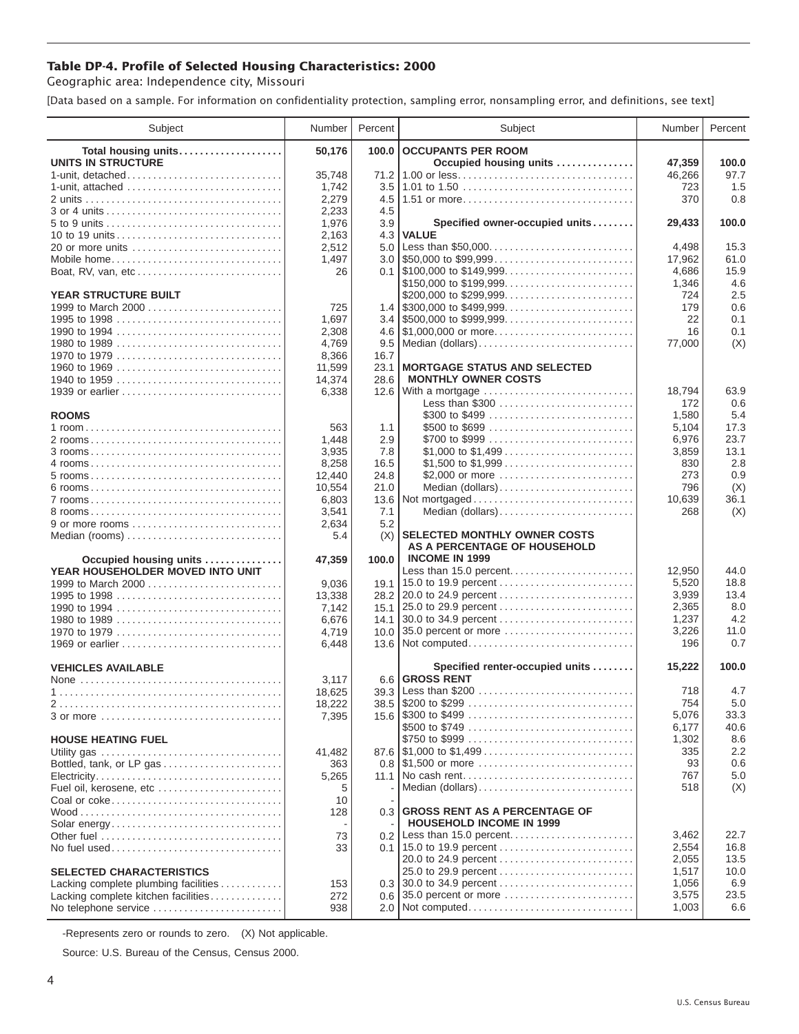## Table DP-4. Profile of Selected Housing Characteristics: 2000

Geographic area: Independence city, Missouri

[Data based on a sample. For information on confidentiality protection, sampling error, nonsampling error, and definitions, see text]

| Subject | Number | Percent | Subject | Number | Percent |
|---|---|---|---|---|---|
| **Total housing units** | **50,176** | **100.0** | **OCCUPANTS PER ROOM** | | |
| **UNITS IN STRUCTURE** | | | **Occupied housing units** | **47,359** | **100.0** |
| 1-unit, detached | 35,748 | 71.2 | 1.00 or less | 46,266 | 97.7 |
| 1-unit, attached | 1,742 | 3.5 | 1.01 to 1.50 | 723 | 1.5 |
| 2 units | 2,279 | 4.5 | 1.51 or more | 370 | 0.8 |
| 3 or 4 units | 2,233 | 4.5 | | | |
| 5 to 9 units | 1,976 | 3.9 | **Specified owner-occupied units** | **29,433** | **100.0** |
| 10 to 19 units | 2,163 | 4.3 | **VALUE** | | |
| 20 or more units | 2,512 | 5.0 | Less than $50,000 | 4,498 | 15.3 |
| Mobile home | 1,497 | 3.0 | $50,000 to $99,999 | 17,962 | 61.0 |
| Boat, RV, van, etc | 26 | 0.1 | $100,000 to $149,999 | 4,686 | 15.9 |
| | | | $150,000 to $199,999 | 1,346 | 4.6 |
| **YEAR STRUCTURE BUILT** | | | $200,000 to $299,999 | 724 | 2.5 |
| 1999 to March 2000 | 725 | 1.4 | $300,000 to $499,999 | 179 | 0.6 |
| 1995 to 1998 | 1,697 | 3.4 | $500,000 to $999,999 | 22 | 0.1 |
| 1990 to 1994 | 2,308 | 4.6 | $1,000,000 or more | 16 | 0.1 |
| 1980 to 1989 | 4,769 | 9.5 | Median (dollars) | 77,000 | (X) |
| 1970 to 1979 | 8,366 | 16.7 | | | |
| 1960 to 1969 | 11,599 | 23.1 | **MORTGAGE STATUS AND SELECTED MONTHLY OWNER COSTS** | | |
| 1940 to 1959 | 14,374 | 28.6 | | | |
| 1939 or earlier | 6,338 | 12.6 | With a mortgage | 18,794 | 63.9 |
| | | | Less than $300 | 172 | 0.6 |
| **ROOMS** | | | $300 to $499 | 1,580 | 5.4 |
| 1 room | 563 | 1.1 | $500 to $699 | 5,104 | 17.3 |
| 2 rooms | 1,448 | 2.9 | $700 to $999 | 6,976 | 23.7 |
| 3 rooms | 3,935 | 7.8 | $1,000 to $1,499 | 3,859 | 13.1 |
| 4 rooms | 8,258 | 16.5 | $1,500 to $1,999 | 830 | 2.8 |
| 5 rooms | 12,440 | 24.8 | $2,000 or more | 273 | 0.9 |
| 6 rooms | 10,554 | 21.0 | Median (dollars) | 796 | (X) |
| 7 rooms | 6,803 | 13.6 | Not mortgaged | 10,639 | 36.1 |
| 8 rooms | 3,541 | 7.1 | Median (dollars) | 268 | (X) |
| 9 or more rooms | 2,634 | 5.2 | | | |
| Median (rooms) | 5.4 | (X) | **SELECTED MONTHLY OWNER COSTS AS A PERCENTAGE OF HOUSEHOLD INCOME IN 1999** | | |
| **Occupied housing units** | **47,359** | **100.0** | | | |
| **YEAR HOUSEHOLDER MOVED INTO UNIT** | | | Less than 15.0 percent | 12,950 | 44.0 |
| 1999 to March 2000 | 9,036 | 19.1 | 15.0 to 19.9 percent | 5,520 | 18.8 |
| 1995 to 1998 | 13,338 | 28.2 | 20.0 to 24.9 percent | 3,939 | 13.4 |
| 1990 to 1994 | 7,142 | 15.1 | 25.0 to 29.9 percent | 2,365 | 8.0 |
| 1980 to 1989 | 6,676 | 14.1 | 30.0 to 34.9 percent | 1,237 | 4.2 |
| 1970 to 1979 | 4,719 | 10.0 | 35.0 percent or more | 3,226 | 11.0 |
| 1969 or earlier | 6,448 | 13.6 | Not computed | 196 | 0.7 |
| | | | | | |
| **VEHICLES AVAILABLE** | | | **Specified renter-occupied units** | **15,222** | **100.0** |
| None | 3,117 | 6.6 | **GROSS RENT** | | |
| 1 | 18,625 | 39.3 | Less than $200 | 718 | 4.7 |
| 2 | 18,222 | 38.5 | $200 to $299 | 754 | 5.0 |
| 3 or more | 7,395 | 15.6 | $300 to $499 | 5,076 | 33.3 |
| | | | $500 to $749 | 6,177 | 40.6 |
| **HOUSE HEATING FUEL** | | | $750 to $999 | 1,302 | 8.6 |
| Utility gas | 41,482 | 87.6 | $1,000 to $1,499 | 335 | 2.2 |
| Bottled, tank, or LP gas | 363 | 0.8 | $1,500 or more | 93 | 0.6 |
| Electricity | 5,265 | 11.1 | No cash rent | 767 | 5.0 |
| Fuel oil, kerosene, etc | 5 | - | Median (dollars) | 518 | (X) |
| Coal or coke | 10 | - | | | |
| Wood | 128 | 0.3 | **GROSS RENT AS A PERCENTAGE OF HOUSEHOLD INCOME IN 1999** | | |
| Solar energy | - | - | | | |
| Other fuel | 73 | 0.2 | Less than 15.0 percent | 3,462 | 22.7 |
| No fuel used | 33 | 0.1 | 15.0 to 19.9 percent | 2,554 | 16.8 |
| | | | 20.0 to 24.9 percent | 2,055 | 13.5 |
| **SELECTED CHARACTERISTICS** | | | 25.0 to 29.9 percent | 1,517 | 10.0 |
| Lacking complete plumbing facilities | 153 | 0.3 | 30.0 to 34.9 percent | 1,056 | 6.9 |
| Lacking complete kitchen facilities | 272 | 0.6 | 35.0 percent or more | 3,575 | 23.5 |
| No telephone service | 938 | 2.0 | Not computed | 1,003 | 6.6 |

-Represents zero or rounds to zero. (X) Not applicable.

Source: U.S. Bureau of the Census, Census 2000.